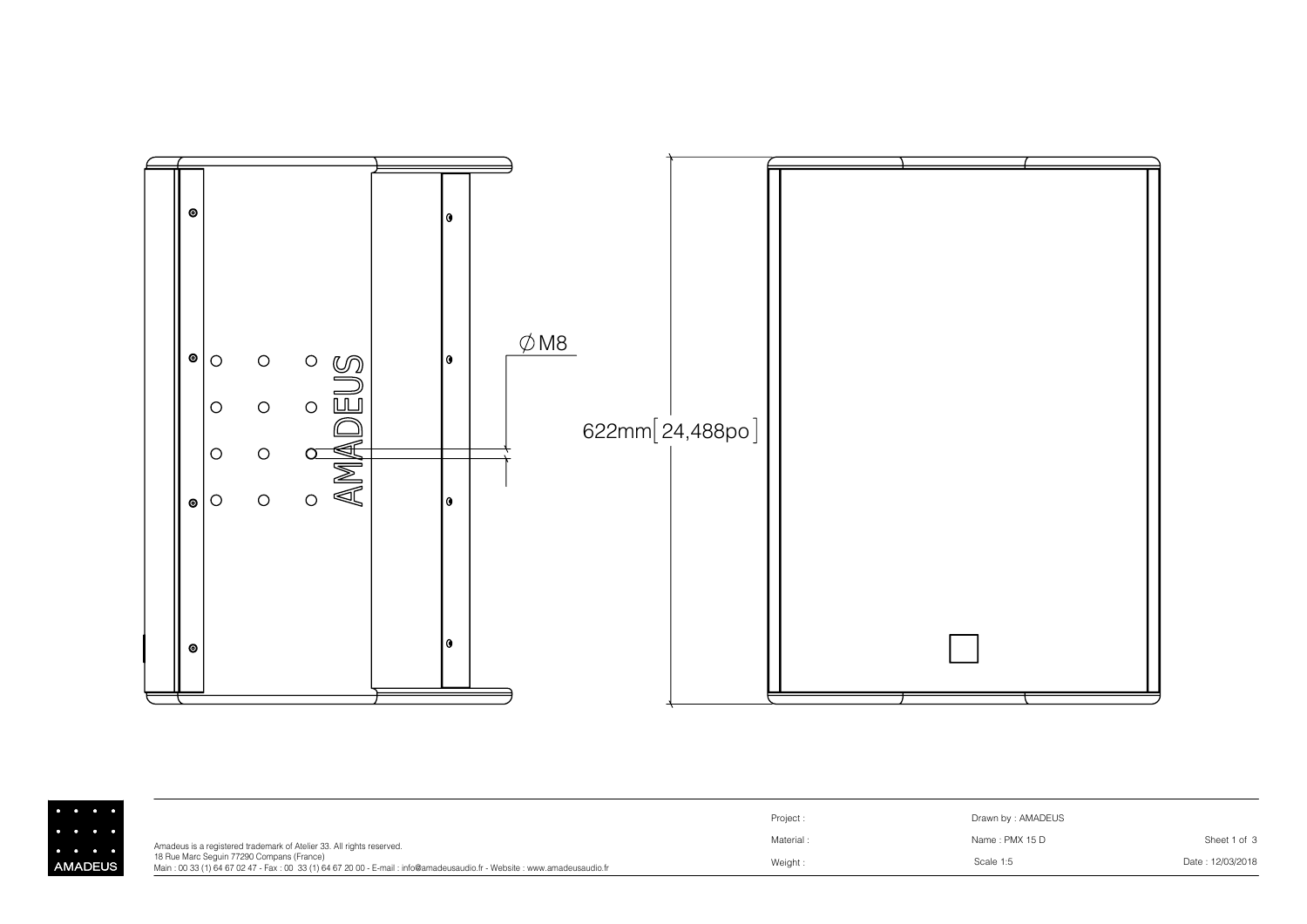∅M8

622mm[24,488po]

AMADEUS

Amadeus is a registered trademark of Atelier 33. All rights reserved.
18 Rue Marc Seguin 77290 Compans (France)
Main : 00 33 (1) 64 67 02 47 - Fax : 00 33 (1) 64 67 20 00 - E-mail : info@amadeusaudio.fr - Website : www.amadeusaudio.fr

| Project : | Drawn by : AMADEUS | |
| --- | --- | --- |
| Material : | Name : PMX 15 D | Sheet 1 of 3 |
| Weight : | Scale 1:5 | Date : 12/03/2018 |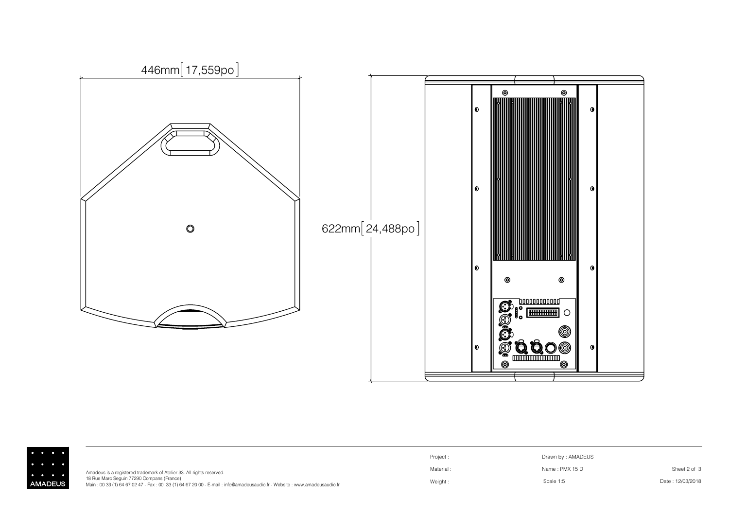446mm [ 17,559po ]

622mm [ 24,488po ]

AMADEUS

Amadeus is a registered trademark of Atelier 33. All rights reserved.
18 Rue Marc Seguin 77290 Compans (France)
Main : 00 33 (1) 64 67 02 47 - Fax : 00 33 (1) 64 67 20 00 - E-mail : info@amadeusaudio.fr - Website : www.amadeusaudio.fr

| Project : | Drawn by : AMADEUS | |
|---|---|---|
| Material : | Name : PMX 15 D | Sheet 2 of 3 |
| Weight : | Scale 1:5 | Date : 12/03/2018 |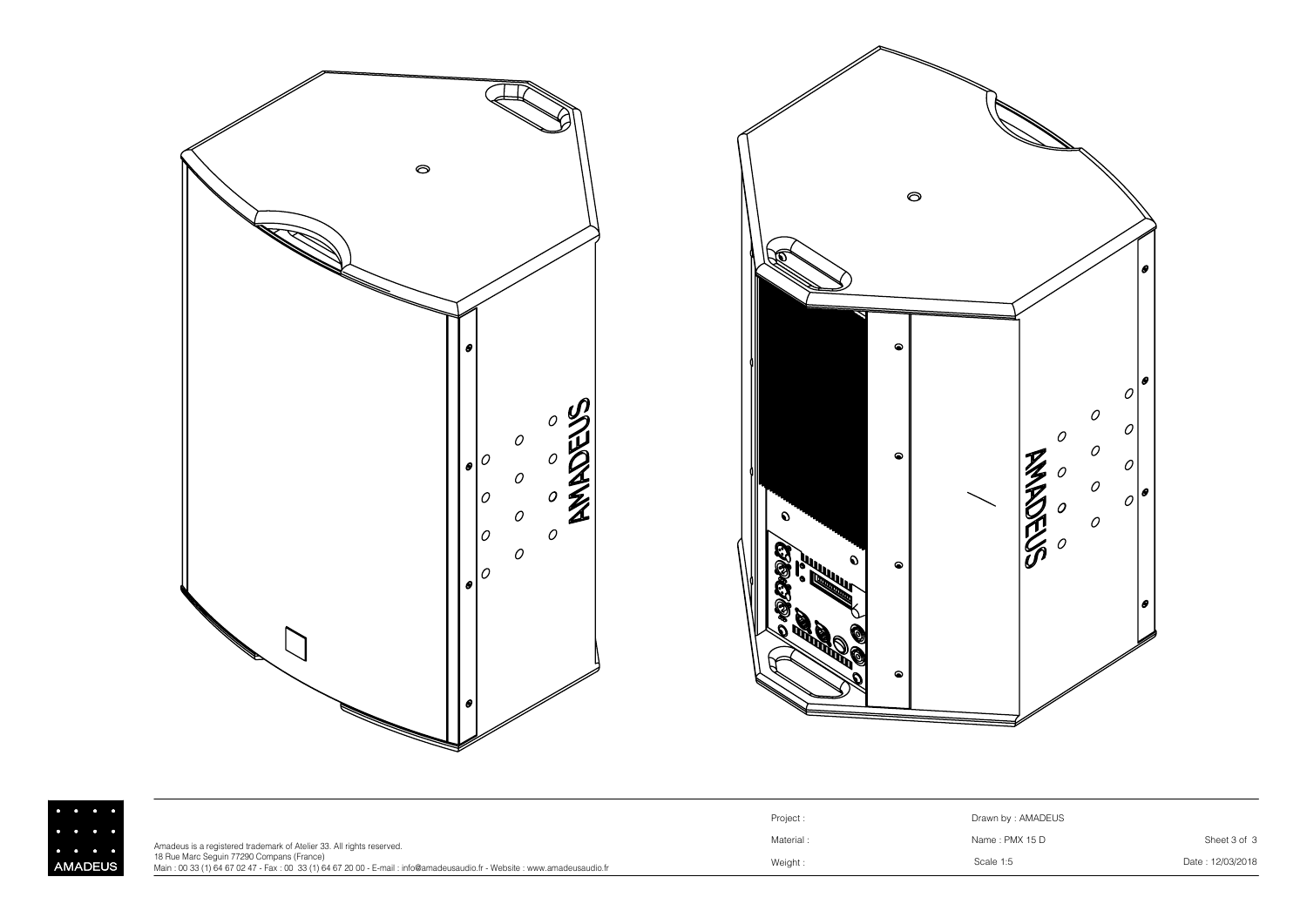AMADEUS

AMADEUS

AMADEUS

Amadeus is a registered trademark of Atelier 33. All rights reserved.
18 Rue Marc Seguin 77290 Compans (France)
Main : 00 33 (1) 64 67 02 47 - Fax : 00 33 (1) 64 67 20 00 - E-mail : info@amadeusaudio.fr - Website : www.amadeusaudio.fr

| | | |
|---|---|---|
| Project : | Drawn by : AMADEUS | |
| Material : | Name : PMX 15 D | Sheet 3 of 3 |
| Weight : | Scale 1:5 | Date : 12/03/2018 |